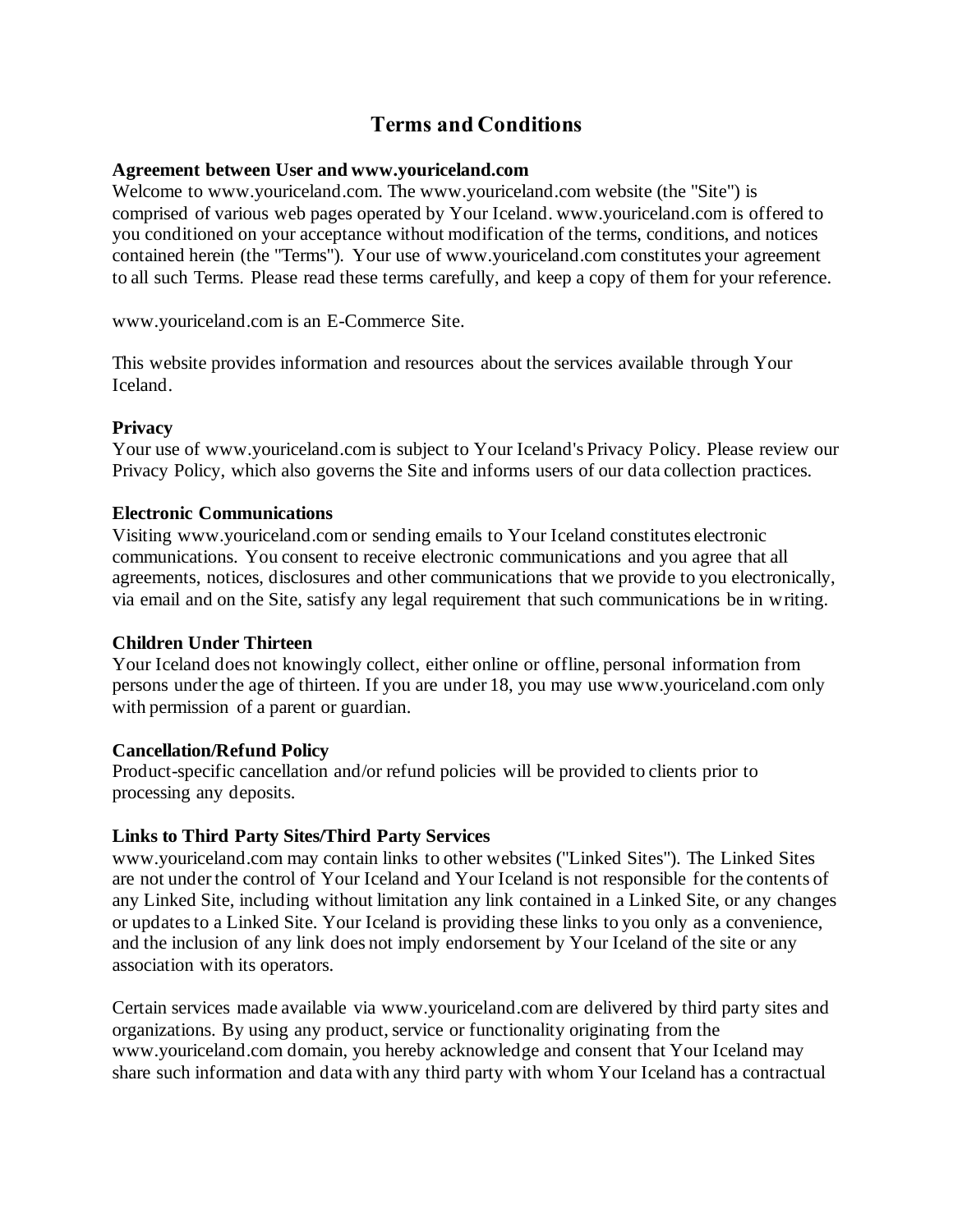# Terms and Conditions

**Agreement between User and www.youriceland.com**

Welcome to www.youriceland.com. The www.youriceland.com website (the "Site") is comprised of various web pages operated by Your Iceland. www.youriceland.com is offered to you conditioned on your acceptance without modification of the terms, conditions, and notices contained herein (the "Terms"). Your use of www.youriceland.com constitutes your agreement to all such Terms. Please read these terms carefully, and keep a copy of them for your reference.

www.youriceland.com is an E-Commerce Site.

This website provides information and resources about the services available through Your Iceland.

**Privacy**

Your use of www.youriceland.com is subject to Your Iceland's Privacy Policy. Please review our Privacy Policy, which also governs the Site and informs users of our data collection practices.

**Electronic Communications**

Visiting www.youriceland.com or sending emails to Your Iceland constitutes electronic communications. You consent to receive electronic communications and you agree that all agreements, notices, disclosures and other communications that we provide to you electronically, via email and on the Site, satisfy any legal requirement that such communications be in writing.

**Children Under Thirteen**

Your Iceland does not knowingly collect, either online or offline, personal information from persons under the age of thirteen. If you are under 18, you may use www.youriceland.com only with permission of a parent or guardian.

**Cancellation/Refund Policy**

Product-specific cancellation and/or refund policies will be provided to clients prior to processing any deposits.

**Links to Third Party Sites/Third Party Services**

www.youriceland.com may contain links to other websites ("Linked Sites"). The Linked Sites are not under the control of Your Iceland and Your Iceland is not responsible for the contents of any Linked Site, including without limitation any link contained in a Linked Site, or any changes or updates to a Linked Site. Your Iceland is providing these links to you only as a convenience, and the inclusion of any link does not imply endorsement by Your Iceland of the site or any association with its operators.

Certain services made available via www.youriceland.com are delivered by third party sites and organizations. By using any product, service or functionality originating from the www.youriceland.com domain, you hereby acknowledge and consent that Your Iceland may share such information and data with any third party with whom Your Iceland has a contractual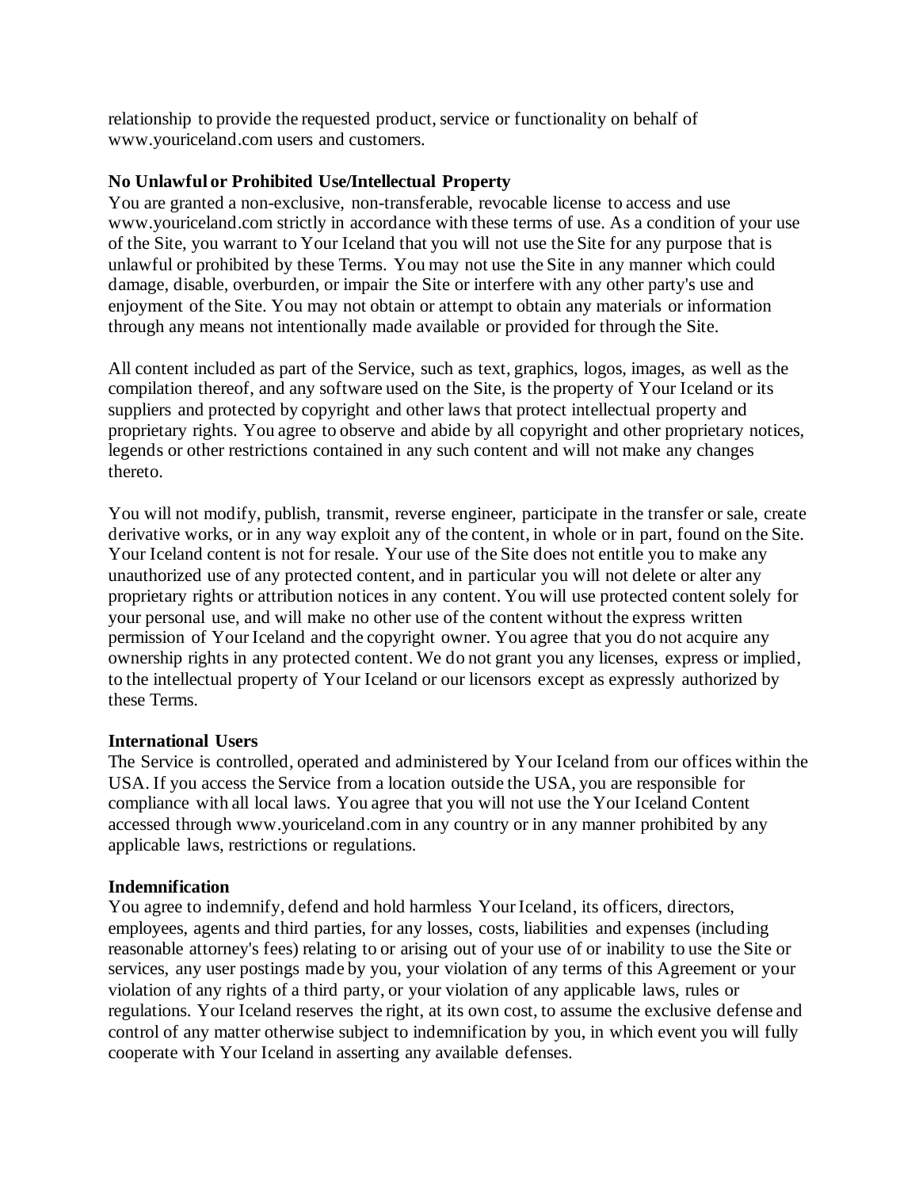relationship to provide the requested product, service or functionality on behalf of www.youriceland.com users and customers.

**No Unlawful or Prohibited Use/Intellectual Property**

You are granted a non-exclusive, non-transferable, revocable license to access and use www.youriceland.com strictly in accordance with these terms of use. As a condition of your use of the Site, you warrant to Your Iceland that you will not use the Site for any purpose that is unlawful or prohibited by these Terms. You may not use the Site in any manner which could damage, disable, overburden, or impair the Site or interfere with any other party's use and enjoyment of the Site. You may not obtain or attempt to obtain any materials or information through any means not intentionally made available or provided for through the Site.

All content included as part of the Service, such as text, graphics, logos, images, as well as the compilation thereof, and any software used on the Site, is the property of Your Iceland or its suppliers and protected by copyright and other laws that protect intellectual property and proprietary rights. You agree to observe and abide by all copyright and other proprietary notices, legends or other restrictions contained in any such content and will not make any changes thereto.

You will not modify, publish, transmit, reverse engineer, participate in the transfer or sale, create derivative works, or in any way exploit any of the content, in whole or in part, found on the Site. Your Iceland content is not for resale. Your use of the Site does not entitle you to make any unauthorized use of any protected content, and in particular you will not delete or alter any proprietary rights or attribution notices in any content. You will use protected content solely for your personal use, and will make no other use of the content without the express written permission of Your Iceland and the copyright owner. You agree that you do not acquire any ownership rights in any protected content. We do not grant you any licenses, express or implied, to the intellectual property of Your Iceland or our licensors except as expressly authorized by these Terms.

**International Users**

The Service is controlled, operated and administered by Your Iceland from our offices within the USA. If you access the Service from a location outside the USA, you are responsible for compliance with all local laws. You agree that you will not use the Your Iceland Content accessed through www.youriceland.com in any country or in any manner prohibited by any applicable laws, restrictions or regulations.

**Indemnification**

You agree to indemnify, defend and hold harmless Your Iceland, its officers, directors, employees, agents and third parties, for any losses, costs, liabilities and expenses (including reasonable attorney's fees) relating to or arising out of your use of or inability to use the Site or services, any user postings made by you, your violation of any terms of this Agreement or your violation of any rights of a third party, or your violation of any applicable laws, rules or regulations. Your Iceland reserves the right, at its own cost, to assume the exclusive defense and control of any matter otherwise subject to indemnification by you, in which event you will fully cooperate with Your Iceland in asserting any available defenses.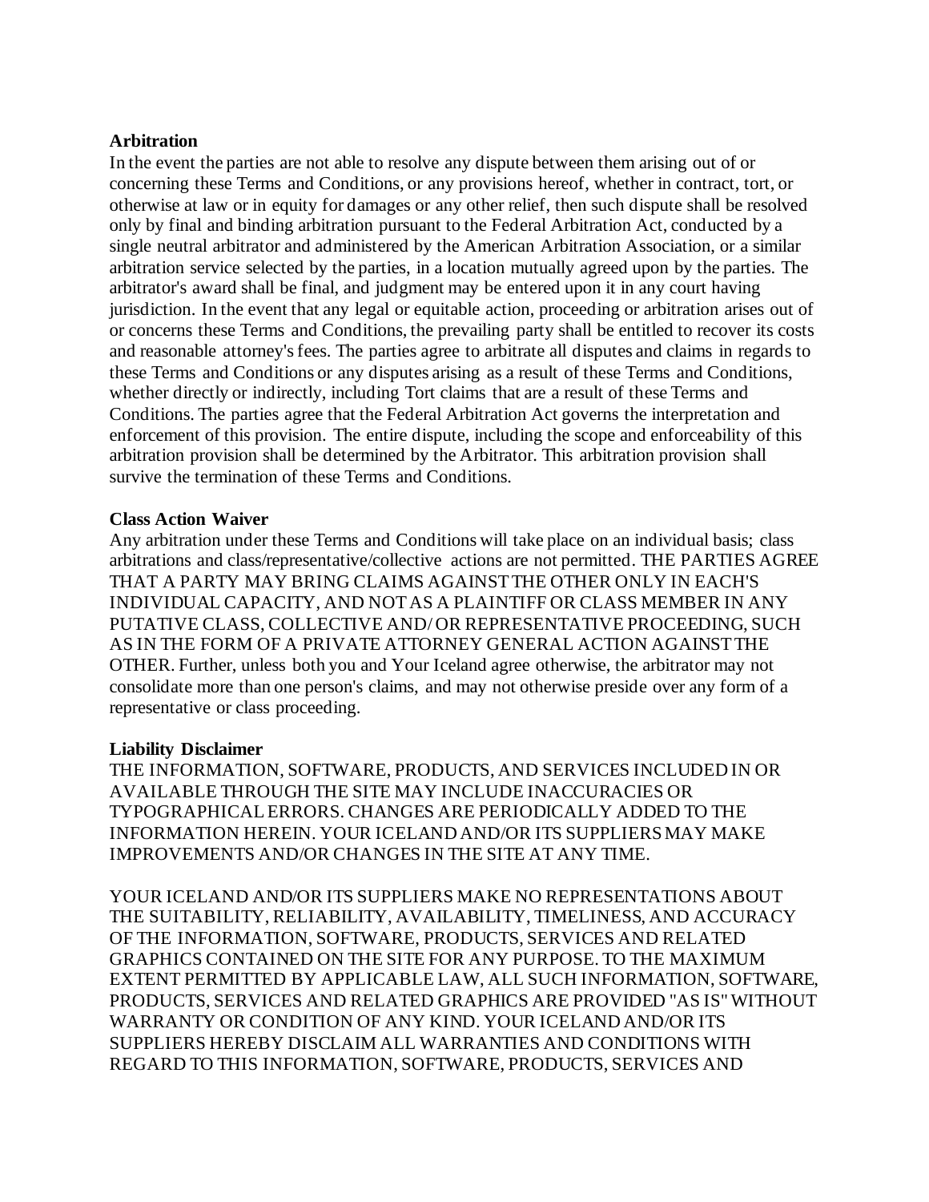**Arbitration**

In the event the parties are not able to resolve any dispute between them arising out of or concerning these Terms and Conditions, or any provisions hereof, whether in contract, tort, or otherwise at law or in equity for damages or any other relief, then such dispute shall be resolved only by final and binding arbitration pursuant to the Federal Arbitration Act, conducted by a single neutral arbitrator and administered by the American Arbitration Association, or a similar arbitration service selected by the parties, in a location mutually agreed upon by the parties. The arbitrator's award shall be final, and judgment may be entered upon it in any court having jurisdiction. In the event that any legal or equitable action, proceeding or arbitration arises out of or concerns these Terms and Conditions, the prevailing party shall be entitled to recover its costs and reasonable attorney's fees. The parties agree to arbitrate all disputes and claims in regards to these Terms and Conditions or any disputes arising as a result of these Terms and Conditions, whether directly or indirectly, including Tort claims that are a result of these Terms and Conditions. The parties agree that the Federal Arbitration Act governs the interpretation and enforcement of this provision. The entire dispute, including the scope and enforceability of this arbitration provision shall be determined by the Arbitrator. This arbitration provision shall survive the termination of these Terms and Conditions.

**Class Action Waiver**

Any arbitration under these Terms and Conditions will take place on an individual basis; class arbitrations and class/representative/collective actions are not permitted. THE PARTIES AGREE THAT A PARTY MAY BRING CLAIMS AGAINST THE OTHER ONLY IN EACH'S INDIVIDUAL CAPACITY, AND NOT AS A PLAINTIFF OR CLASS MEMBER IN ANY PUTATIVE CLASS, COLLECTIVE AND/ OR REPRESENTATIVE PROCEEDING, SUCH AS IN THE FORM OF A PRIVATE ATTORNEY GENERAL ACTION AGAINST THE OTHER. Further, unless both you and Your Iceland agree otherwise, the arbitrator may not consolidate more than one person's claims, and may not otherwise preside over any form of a representative or class proceeding.

**Liability Disclaimer**

THE INFORMATION, SOFTWARE, PRODUCTS, AND SERVICES INCLUDED IN OR AVAILABLE THROUGH THE SITE MAY INCLUDE INACCURACIES OR TYPOGRAPHICAL ERRORS. CHANGES ARE PERIODICALLY ADDED TO THE INFORMATION HEREIN. YOUR ICELAND AND/OR ITS SUPPLIERS MAY MAKE IMPROVEMENTS AND/OR CHANGES IN THE SITE AT ANY TIME.

YOUR ICELAND AND/OR ITS SUPPLIERS MAKE NO REPRESENTATIONS ABOUT THE SUITABILITY, RELIABILITY, AVAILABILITY, TIMELINESS, AND ACCURACY OF THE INFORMATION, SOFTWARE, PRODUCTS, SERVICES AND RELATED GRAPHICS CONTAINED ON THE SITE FOR ANY PURPOSE. TO THE MAXIMUM EXTENT PERMITTED BY APPLICABLE LAW, ALL SUCH INFORMATION, SOFTWARE, PRODUCTS, SERVICES AND RELATED GRAPHICS ARE PROVIDED "AS IS" WITHOUT WARRANTY OR CONDITION OF ANY KIND. YOUR ICELAND AND/OR ITS SUPPLIERS HEREBY DISCLAIM ALL WARRANTIES AND CONDITIONS WITH REGARD TO THIS INFORMATION, SOFTWARE, PRODUCTS, SERVICES AND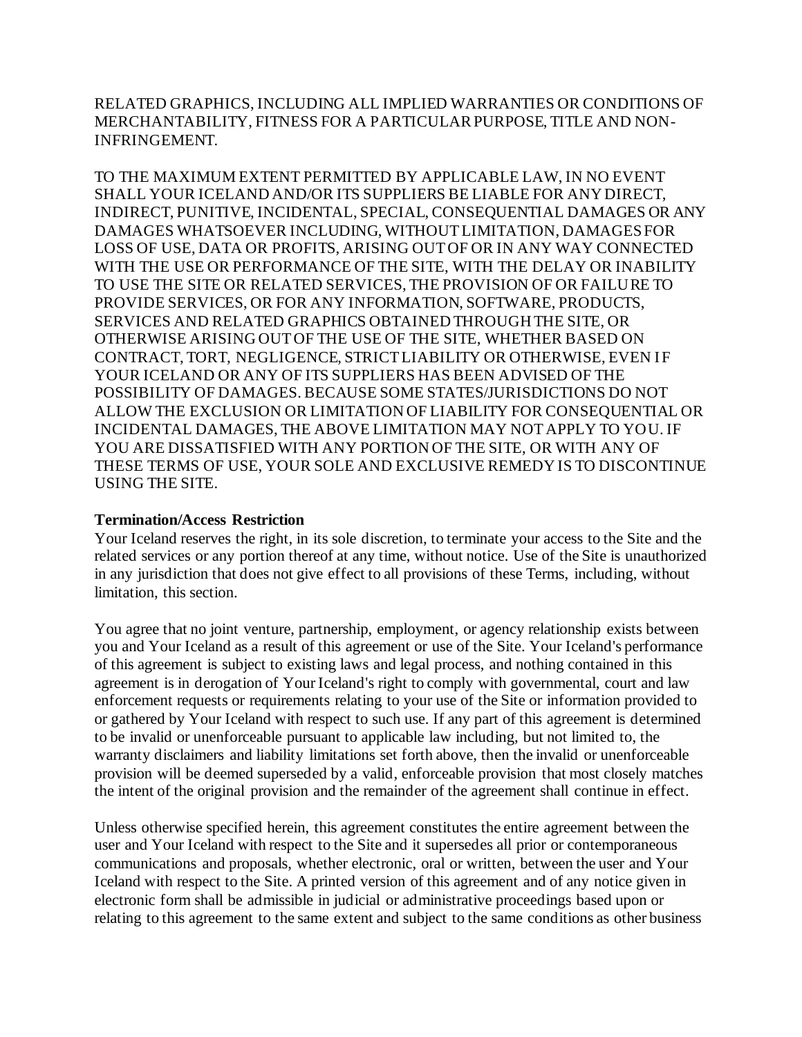RELATED GRAPHICS, INCLUDING ALL IMPLIED WARRANTIES OR CONDITIONS OF MERCHANTABILITY, FITNESS FOR A PARTICULAR PURPOSE, TITLE AND NON-INFRINGEMENT.

TO THE MAXIMUM EXTENT PERMITTED BY APPLICABLE LAW, IN NO EVENT SHALL YOUR ICELAND AND/OR ITS SUPPLIERS BE LIABLE FOR ANY DIRECT, INDIRECT, PUNITIVE, INCIDENTAL, SPECIAL, CONSEQUENTIAL DAMAGES OR ANY DAMAGES WHATSOEVER INCLUDING, WITHOUT LIMITATION, DAMAGES FOR LOSS OF USE, DATA OR PROFITS, ARISING OUT OF OR IN ANY WAY CONNECTED WITH THE USE OR PERFORMANCE OF THE SITE, WITH THE DELAY OR INABILITY TO USE THE SITE OR RELATED SERVICES, THE PROVISION OF OR FAILURE TO PROVIDE SERVICES, OR FOR ANY INFORMATION, SOFTWARE, PRODUCTS, SERVICES AND RELATED GRAPHICS OBTAINED THROUGH THE SITE, OR OTHERWISE ARISING OUT OF THE USE OF THE SITE, WHETHER BASED ON CONTRACT, TORT, NEGLIGENCE, STRICT LIABILITY OR OTHERWISE, EVEN IF YOUR ICELAND OR ANY OF ITS SUPPLIERS HAS BEEN ADVISED OF THE POSSIBILITY OF DAMAGES. BECAUSE SOME STATES/JURISDICTIONS DO NOT ALLOW THE EXCLUSION OR LIMITATION OF LIABILITY FOR CONSEQUENTIAL OR INCIDENTAL DAMAGES, THE ABOVE LIMITATION MAY NOT APPLY TO YOU. IF YOU ARE DISSATISFIED WITH ANY PORTION OF THE SITE, OR WITH ANY OF THESE TERMS OF USE, YOUR SOLE AND EXCLUSIVE REMEDY IS TO DISCONTINUE USING THE SITE.

**Termination/Access Restriction**

Your Iceland reserves the right, in its sole discretion, to terminate your access to the Site and the related services or any portion thereof at any time, without notice. Use of the Site is unauthorized in any jurisdiction that does not give effect to all provisions of these Terms, including, without limitation, this section.

You agree that no joint venture, partnership, employment, or agency relationship exists between you and Your Iceland as a result of this agreement or use of the Site. Your Iceland's performance of this agreement is subject to existing laws and legal process, and nothing contained in this agreement is in derogation of Your Iceland's right to comply with governmental, court and law enforcement requests or requirements relating to your use of the Site or information provided to or gathered by Your Iceland with respect to such use. If any part of this agreement is determined to be invalid or unenforceable pursuant to applicable law including, but not limited to, the warranty disclaimers and liability limitations set forth above, then the invalid or unenforceable provision will be deemed superseded by a valid, enforceable provision that most closely matches the intent of the original provision and the remainder of the agreement shall continue in effect.

Unless otherwise specified herein, this agreement constitutes the entire agreement between the user and Your Iceland with respect to the Site and it supersedes all prior or contemporaneous communications and proposals, whether electronic, oral or written, between the user and Your Iceland with respect to the Site. A printed version of this agreement and of any notice given in electronic form shall be admissible in judicial or administrative proceedings based upon or relating to this agreement to the same extent and subject to the same conditions as other business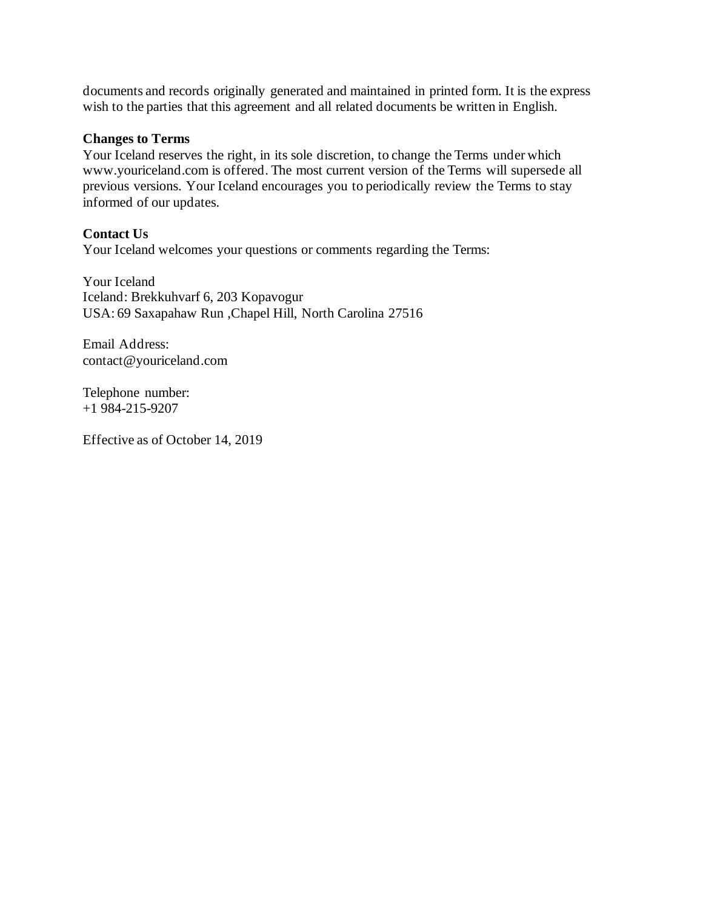documents and records originally generated and maintained in printed form. It is the express wish to the parties that this agreement and all related documents be written in English.

**Changes to Terms**

Your Iceland reserves the right, in its sole discretion, to change the Terms under which www.youriceland.com is offered. The most current version of the Terms will supersede all previous versions. Your Iceland encourages you to periodically review the Terms to stay informed of our updates.

**Contact Us**

Your Iceland welcomes your questions or comments regarding the Terms:

Your Iceland
Iceland: Brekkuhvarf 6, 203 Kopavogur
USA: 69 Saxapahaw Run ,Chapel Hill, North Carolina 27516

Email Address:
contact@youriceland.com

Telephone number:
+1 984-215-9207

Effective as of October 14, 2019